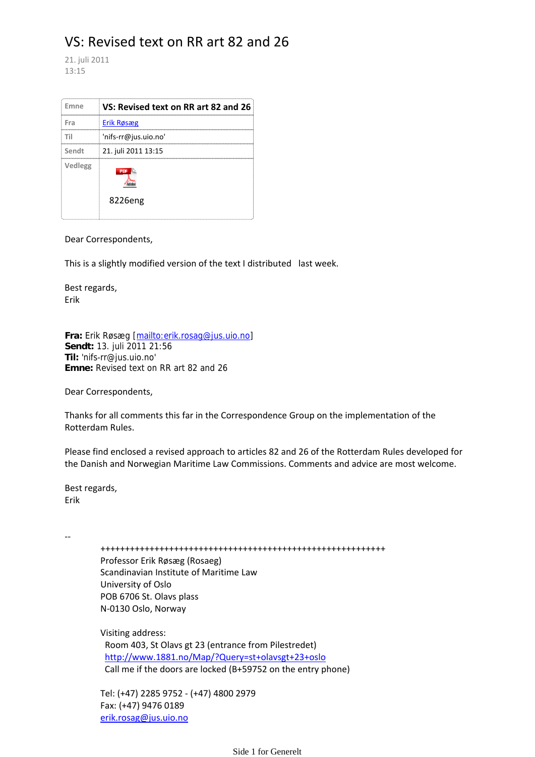# VS: Revised text on RR art 82 and 26

21. juli 2011
13:15

| Emne | **VS: Revised text on RR art 82 and 26** |
|---|---|
| Fra | Erik Røsæg |
| Til | 'nifs-rr@jus.uio.no' |
| Sendt | 21. juli 2011 13:15 |
| Vedlegg | 8226eng |

Dear Correspondents,

This is a slightly modified version of the text I distributed last week.

Best regards,
Erik

**Fra:** Erik Røsæg [mailto:erik.rosag@jus.uio.no]
**Sendt:** 13. juli 2011 21:56
**Til:** 'nifs-rr@jus.uio.no'
**Emne:** Revised text on RR art 82 and 26

Dear Correspondents,

Thanks for all comments this far in the Correspondence Group on the implementation of the Rotterdam Rules.

Please find enclosed a revised approach to articles 82 and 26 of the Rotterdam Rules developed for the Danish and Norwegian Maritime Law Commissions. Comments and advice are most welcome.

Best regards,
Erik

--

++++++++++++++++++++++++++++++++++++++++++++++++++++++++++++

Professor Erik Røsæg (Rosaeg)
Scandinavian Institute of Maritime Law
University of Oslo
POB 6706 St. Olavs plass
N-0130 Oslo, Norway

Visiting address:
Room 403, St Olavs gt 23 (entrance from Pilestredet)
http://www.1881.no/Map/?Query=st+olavsgt+23+oslo
Call me if the doors are locked (B+59752 on the entry phone)

Tel: (+47) 2285 9752 - (+47) 4800 2979
Fax: (+47) 9476 0189
erik.rosag@jus.uio.no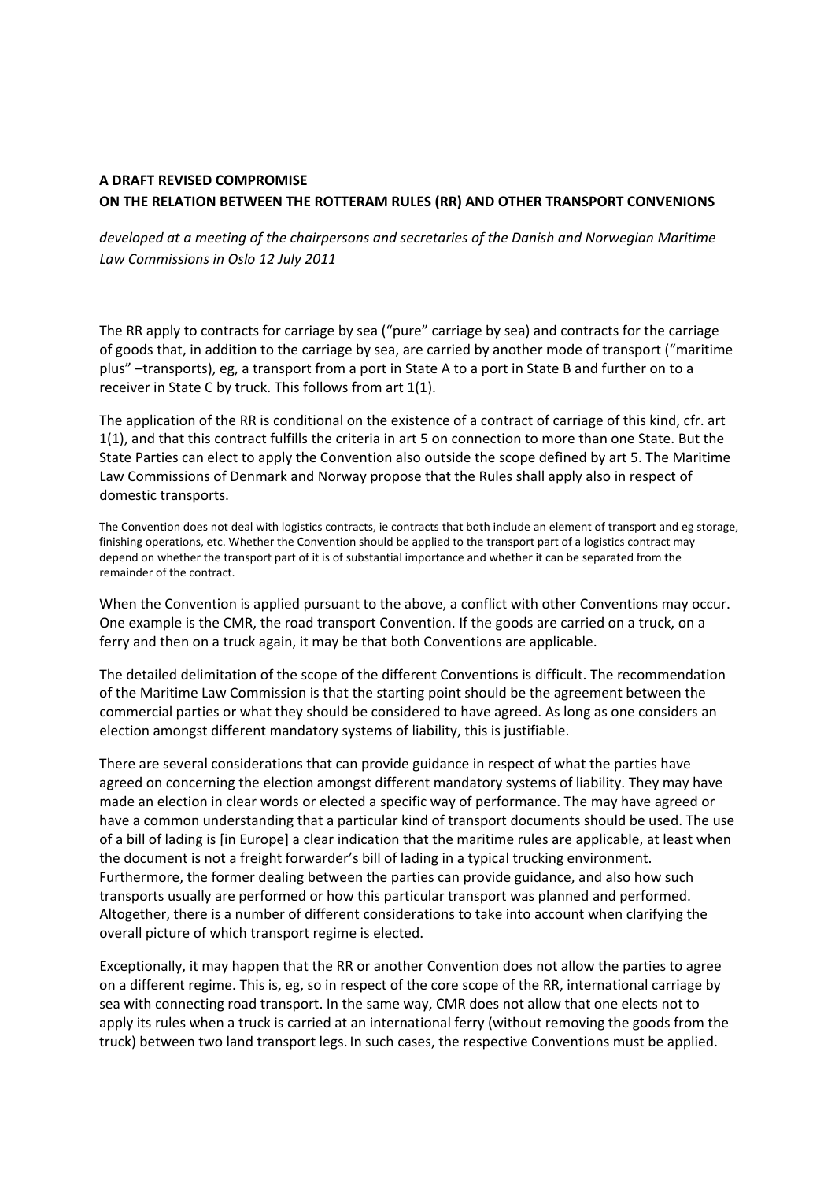**A DRAFT REVISED COMPROMISE**
**ON THE RELATION BETWEEN THE ROTTERAM RULES (RR) AND OTHER TRANSPORT CONVENIONS**

*developed at a meeting of the chairpersons and secretaries of the Danish and Norwegian Maritime Law Commissions in Oslo 12 July 2011*

The RR apply to contracts for carriage by sea ("pure" carriage by sea) and contracts for the carriage of goods that, in addition to the carriage by sea, are carried by another mode of transport ("maritime plus" –transports), eg, a transport from a port in State A to a port in State B and further on to a receiver in State C by truck. This follows from art 1(1).

The application of the RR is conditional on the existence of a contract of carriage of this kind, cfr. art 1(1), and that this contract fulfills the criteria in art 5 on connection to more than one State. But the State Parties can elect to apply the Convention also outside the scope defined by art 5. The Maritime Law Commissions of Denmark and Norway propose that the Rules shall apply also in respect of domestic transports.

The Convention does not deal with logistics contracts, ie contracts that both include an element of transport and eg storage, finishing operations, etc. Whether the Convention should be applied to the transport part of a logistics contract may depend on whether the transport part of it is of substantial importance and whether it can be separated from the remainder of the contract.

When the Convention is applied pursuant to the above, a conflict with other Conventions may occur. One example is the CMR, the road transport Convention. If the goods are carried on a truck, on a ferry and then on a truck again, it may be that both Conventions are applicable.

The detailed delimitation of the scope of the different Conventions is difficult. The recommendation of the Maritime Law Commission is that the starting point should be the agreement between the commercial parties or what they should be considered to have agreed. As long as one considers an election amongst different mandatory systems of liability, this is justifiable.

There are several considerations that can provide guidance in respect of what the parties have agreed on concerning the election amongst different mandatory systems of liability. They may have made an election in clear words or elected a specific way of performance. The may have agreed or have a common understanding that a particular kind of transport documents should be used. The use of a bill of lading is [in Europe] a clear indication that the maritime rules are applicable, at least when the document is not a freight forwarder's bill of lading in a typical trucking environment. Furthermore, the former dealing between the parties can provide guidance, and also how such transports usually are performed or how this particular transport was planned and performed. Altogether, there is a number of different considerations to take into account when clarifying the overall picture of which transport regime is elected.

Exceptionally, it may happen that the RR or another Convention does not allow the parties to agree on a different regime. This is, eg, so in respect of the core scope of the RR, international carriage by sea with connecting road transport. In the same way, CMR does not allow that one elects not to apply its rules when a truck is carried at an international ferry (without removing the goods from the truck) between two land transport legs. In such cases, the respective Conventions must be applied.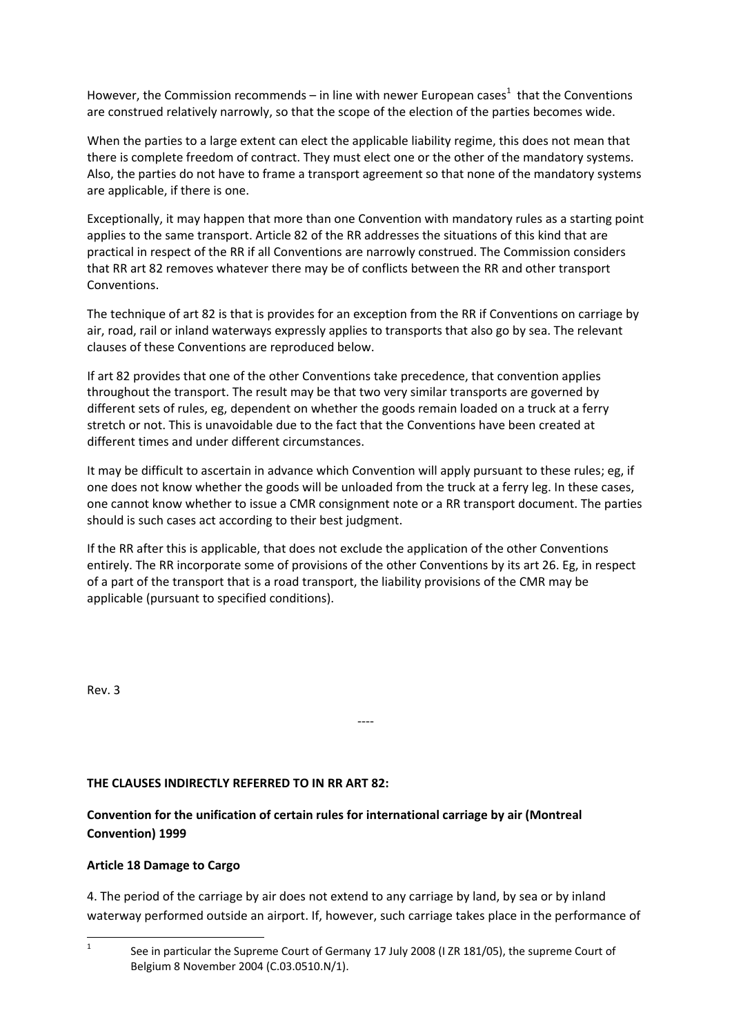However, the Commission recommends – in line with newer European cases[1] that the Conventions are construed relatively narrowly, so that the scope of the election of the parties becomes wide.

When the parties to a large extent can elect the applicable liability regime, this does not mean that there is complete freedom of contract. They must elect one or the other of the mandatory systems. Also, the parties do not have to frame a transport agreement so that none of the mandatory systems are applicable, if there is one.

Exceptionally, it may happen that more than one Convention with mandatory rules as a starting point applies to the same transport. Article 82 of the RR addresses the situations of this kind that are practical in respect of the RR if all Conventions are narrowly construed. The Commission considers that RR art 82 removes whatever there may be of conflicts between the RR and other transport Conventions.

The technique of art 82 is that is provides for an exception from the RR if Conventions on carriage by air, road, rail or inland waterways expressly applies to transports that also go by sea. The relevant clauses of these Conventions are reproduced below.

If art 82 provides that one of the other Conventions take precedence, that convention applies throughout the transport. The result may be that two very similar transports are governed by different sets of rules, eg, dependent on whether the goods remain loaded on a truck at a ferry stretch or not. This is unavoidable due to the fact that the Conventions have been created at different times and under different circumstances.

It may be difficult to ascertain in advance which Convention will apply pursuant to these rules; eg, if one does not know whether the goods will be unloaded from the truck at a ferry leg. In these cases, one cannot know whether to issue a CMR consignment note or a RR transport document. The parties should is such cases act according to their best judgment.

If the RR after this is applicable, that does not exclude the application of the other Conventions entirely. The RR incorporate some of provisions of the other Conventions by its art 26. Eg, in respect of a part of the transport that is a road transport, the liability provisions of the CMR may be applicable (pursuant to specified conditions).

Rev. 3

----

**THE CLAUSES INDIRECTLY REFERRED TO IN RR ART 82:**

**Convention for the unification of certain rules for international carriage by air (Montreal Convention) 1999**

**Article 18 Damage to Cargo**

4. The period of the carriage by air does not extend to any carriage by land, by sea or by inland waterway performed outside an airport. If, however, such carriage takes place in the performance of

[1] See in particular the Supreme Court of Germany 17 July 2008 (I ZR 181/05), the supreme Court of Belgium 8 November 2004 (C.03.0510.N/1).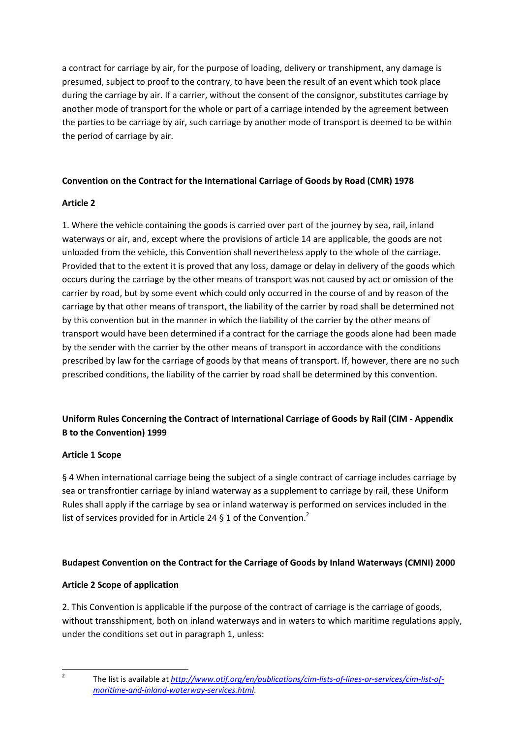a contract for carriage by air, for the purpose of loading, delivery or transhipment, any damage is presumed, subject to proof to the contrary, to have been the result of an event which took place during the carriage by air. If a carrier, without the consent of the consignor, substitutes carriage by another mode of transport for the whole or part of a carriage intended by the agreement between the parties to be carriage by air, such carriage by another mode of transport is deemed to be within the period of carriage by air.

**Convention on the Contract for the International Carriage of Goods by Road (CMR) 1978**

**Article 2**

1. Where the vehicle containing the goods is carried over part of the journey by sea, rail, inland waterways or air, and, except where the provisions of article 14 are applicable, the goods are not unloaded from the vehicle, this Convention shall nevertheless apply to the whole of the carriage. Provided that to the extent it is proved that any loss, damage or delay in delivery of the goods which occurs during the carriage by the other means of transport was not caused by act or omission of the carrier by road, but by some event which could only occurred in the course of and by reason of the carriage by that other means of transport, the liability of the carrier by road shall be determined not by this convention but in the manner in which the liability of the carrier by the other means of transport would have been determined if a contract for the carriage the goods alone had been made by the sender with the carrier by the other means of transport in accordance with the conditions prescribed by law for the carriage of goods by that means of transport. If, however, there are no such prescribed conditions, the liability of the carrier by road shall be determined by this convention.

**Uniform Rules Concerning the Contract of International Carriage of Goods by Rail (CIM - Appendix B to the Convention) 1999**

**Article 1 Scope**

§ 4 When international carriage being the subject of a single contract of carriage includes carriage by sea or transfrontier carriage by inland waterway as a supplement to carriage by rail, these Uniform Rules shall apply if the carriage by sea or inland waterway is performed on services included in the list of services provided for in Article 24 § 1 of the Convention.[2]

**Budapest Convention on the Contract for the Carriage of Goods by Inland Waterways (CMNI) 2000**

**Article 2 Scope of application**

2. This Convention is applicable if the purpose of the contract of carriage is the carriage of goods, without transshipment, both on inland waterways and in waters to which maritime regulations apply, under the conditions set out in paragraph 1, unless:

---

[2] The list is available at *http://www.otif.org/en/publications/cim-lists-of-lines-or-services/cim-list-of-maritime-and-inland-waterway-services.html*.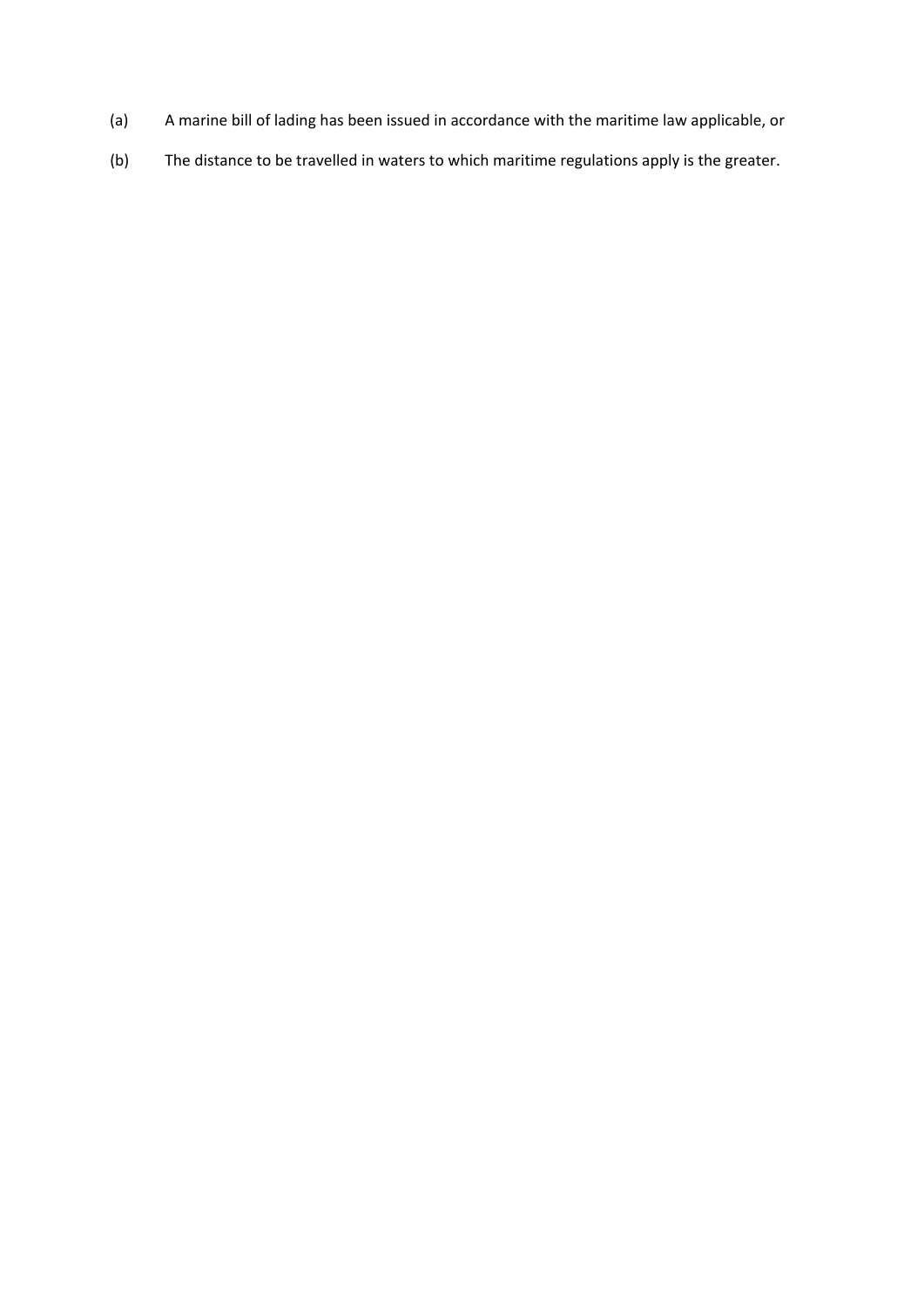(a) A marine bill of lading has been issued in accordance with the maritime law applicable, or

(b) The distance to be travelled in waters to which maritime regulations apply is the greater.